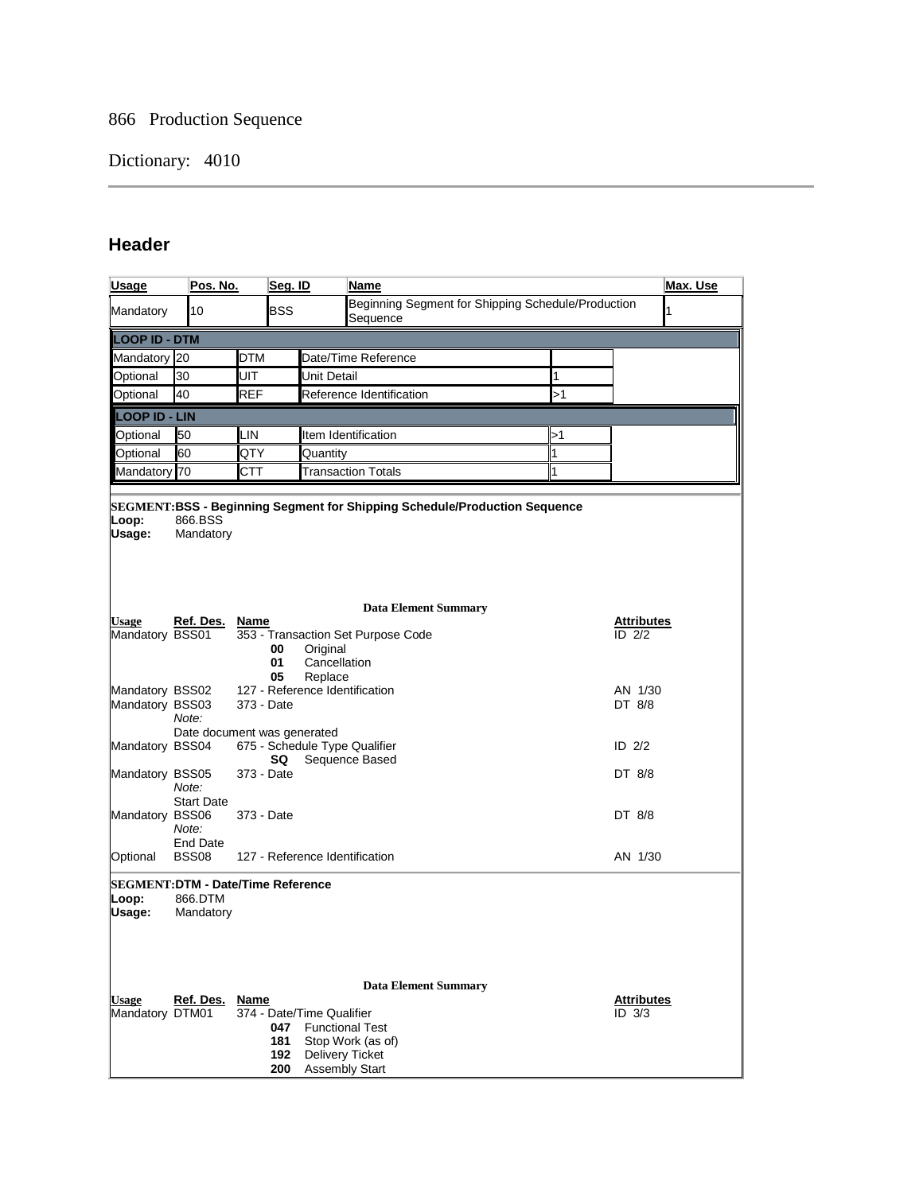866 Production Sequence

Dictionary: 4010

## Header

| Usage | Pos. No. | Seg. ID | Name | Max. Use |
|---|---|---|---|---|
| Mandatory | 10 | BSS | Beginning Segment for Shipping Schedule/Production Sequence | 1 |
| **LOOP ID - DTM** | | | | |
| Mandatory | 20 | DTM | Date/Time Reference | |
| Optional | 30 | UIT | Unit Detail | 1 |
| Optional | 40 | REF | Reference Identification | >1 |
| **LOOP ID - LIN** | | | | |
| Optional | 50 | LIN | Item Identification | >1 |
| Optional | 60 | QTY | Quantity | 1 |
| Mandatory | 70 | CTT | Transaction Totals | 1 |

**SEGMENT: BSS - Beginning Segment for Shipping Schedule/Production Sequence**

**Loop:** 866.BSS
**Usage:** Mandatory

**Data Element Summary**

| Usage | Ref. Des. | Name | Attributes |
|---|---|---|---|
| Mandatory | BSS01 | 353 - Transaction Set Purpose Code<br>**00** Original<br>**01** Cancellation<br>**05** Replace | ID 2/2 |
| Mandatory | BSS02 | 127 - Reference Identification | AN 1/30 |
| Mandatory | BSS03 | 373 - Date<br>*Note:* Date document was generated | DT 8/8 |
| Mandatory | BSS04 | 675 - Schedule Type Qualifier<br>**SQ** Sequence Based | ID 2/2 |
| Mandatory | BSS05 | 373 - Date<br>*Note:* Start Date | DT 8/8 |
| Mandatory | BSS06 | 373 - Date<br>*Note:* End Date | DT 8/8 |
| Optional | BSS08 | 127 - Reference Identification | AN 1/30 |

**SEGMENT: DTM - Date/Time Reference**

**Loop:** 866.DTM
**Usage:** Mandatory

**Data Element Summary**

| Usage | Ref. Des. | Name | Attributes |
|---|---|---|---|
| Mandatory | DTM01 | 374 - Date/Time Qualifier<br>**047** Functional Test<br>**181** Stop Work (as of)<br>**192** Delivery Ticket<br>**200** Assembly Start | ID 3/3 |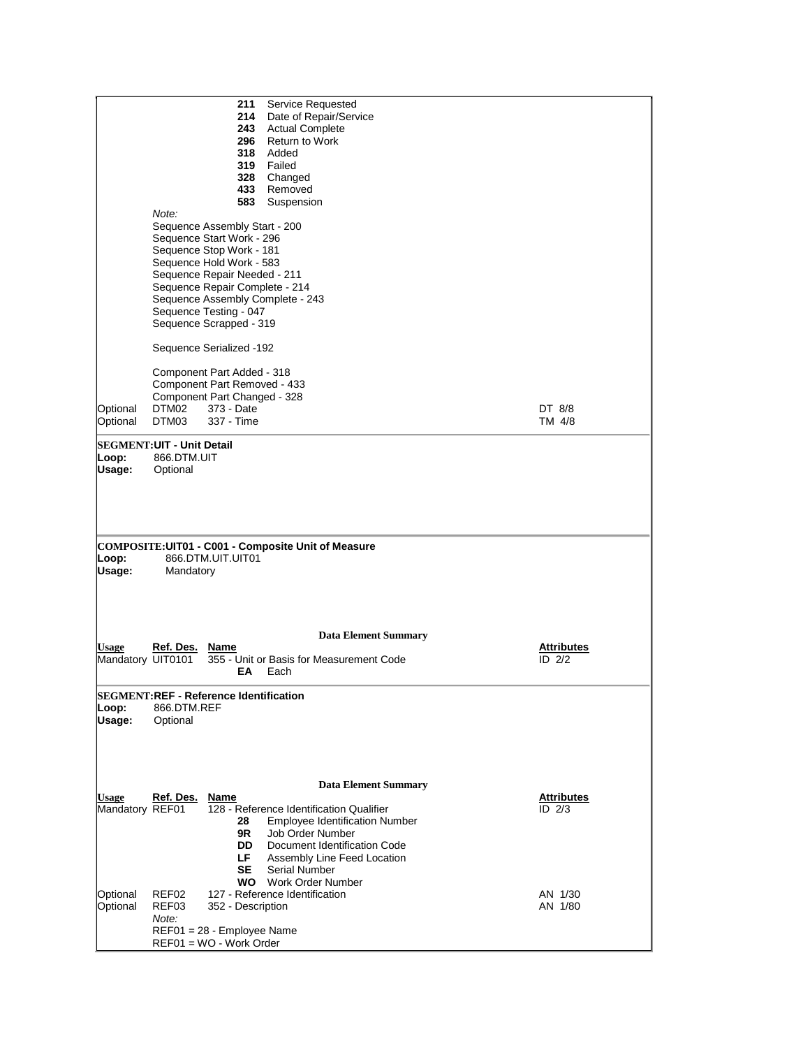| Usage | Ref. Des. | Name | Attributes |
|---|---|---|---|
| | | **211** Service Requested | |
| | | **214** Date of Repair/Service | |
| | | **243** Actual Complete | |
| | | **296** Return to Work | |
| | | **318** Added | |
| | | **319** Failed | |
| | | **328** Changed | |
| | | **433** Removed | |
| | | **583** Suspension | |

*Note:*

Sequence Assembly Start - 200
Sequence Start Work - 296
Sequence Stop Work - 181
Sequence Hold Work - 583
Sequence Repair Needed - 211
Sequence Repair Complete - 214
Sequence Assembly Complete - 243
Sequence Testing - 047
Sequence Scrapped - 319

Sequence Serialized -192

Component Part Added - 318
Component Part Removed - 433
Component Part Changed - 328

| Usage | Ref. Des. | Name | Attributes |
|---|---|---|---|
| Optional | DTM02 | 373 - Date | DT 8/8 |
| Optional | DTM03 | 337 - Time | TM 4/8 |

**SEGMENT:UIT - Unit Detail**

**Loop:** 866.DTM.UIT
**Usage:** Optional

**COMPOSITE:UIT01 - C001 - Composite Unit of Measure**

**Loop:** 866.DTM.UIT.UIT01
**Usage:** Mandatory

**Data Element Summary**

| Usage | Ref. Des. | Name | Attributes |
|---|---|---|---|
| Mandatory | UIT0101 | 355 - Unit or Basis for Measurement Code | ID 2/2 |
| | | **EA** Each | |

**SEGMENT:REF - Reference Identification**

**Loop:** 866.DTM.REF
**Usage:** Optional

**Data Element Summary**

| Usage | Ref. Des. | Name | Attributes |
|---|---|---|---|
| Mandatory | REF01 | 128 - Reference Identification Qualifier | ID 2/3 |
| | | **28** Employee Identification Number | |
| | | **9R** Job Order Number | |
| | | **DD** Document Identification Code | |
| | | **LF** Assembly Line Feed Location | |
| | | **SE** Serial Number | |
| | | **WO** Work Order Number | |
| Optional | REF02 | 127 - Reference Identification | AN 1/30 |
| Optional | REF03 | 352 - Description | AN 1/80 |

*Note:*

REF01 = 28 - Employee Name
REF01 = WO - Work Order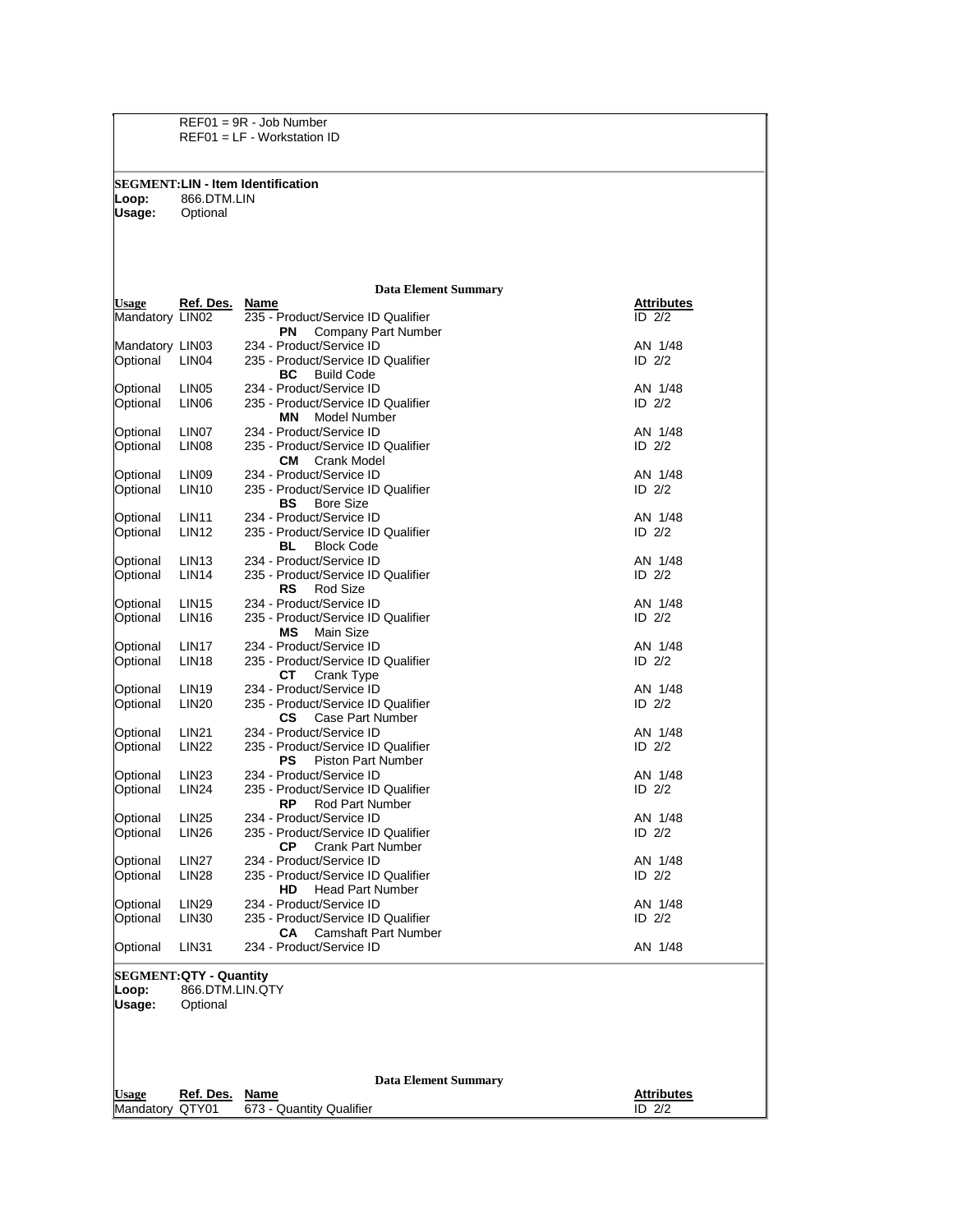REF01 = 9R - Job Number
REF01 = LF - Workstation ID

**SEGMENT:LIN - Item Identification**

**Loop:** 866.DTM.LIN
**Usage:** Optional

**Data Element Summary**

| Usage | Ref. Des. | Name | Attributes |
|---|---|---|---|
| Mandatory | LIN02 | 235 - Product/Service ID Qualifier<br>**PN** Company Part Number | ID 2/2 |
| Mandatory | LIN03 | 234 - Product/Service ID | AN 1/48 |
| Optional | LIN04 | 235 - Product/Service ID Qualifier<br>**BC** Build Code | ID 2/2 |
| Optional | LIN05 | 234 - Product/Service ID | AN 1/48 |
| Optional | LIN06 | 235 - Product/Service ID Qualifier<br>**MN** Model Number | ID 2/2 |
| Optional | LIN07 | 234 - Product/Service ID | AN 1/48 |
| Optional | LIN08 | 235 - Product/Service ID Qualifier<br>**CM** Crank Model | ID 2/2 |
| Optional | LIN09 | 234 - Product/Service ID | AN 1/48 |
| Optional | LIN10 | 235 - Product/Service ID Qualifier<br>**BS** Bore Size | ID 2/2 |
| Optional | LIN11 | 234 - Product/Service ID | AN 1/48 |
| Optional | LIN12 | 235 - Product/Service ID Qualifier<br>**BL** Block Code | ID 2/2 |
| Optional | LIN13 | 234 - Product/Service ID | AN 1/48 |
| Optional | LIN14 | 235 - Product/Service ID Qualifier<br>**RS** Rod Size | ID 2/2 |
| Optional | LIN15 | 234 - Product/Service ID | AN 1/48 |
| Optional | LIN16 | 235 - Product/Service ID Qualifier<br>**MS** Main Size | ID 2/2 |
| Optional | LIN17 | 234 - Product/Service ID | AN 1/48 |
| Optional | LIN18 | 235 - Product/Service ID Qualifier<br>**CT** Crank Type | ID 2/2 |
| Optional | LIN19 | 234 - Product/Service ID | AN 1/48 |
| Optional | LIN20 | 235 - Product/Service ID Qualifier<br>**CS** Case Part Number | ID 2/2 |
| Optional | LIN21 | 234 - Product/Service ID | AN 1/48 |
| Optional | LIN22 | 235 - Product/Service ID Qualifier<br>**PS** Piston Part Number | ID 2/2 |
| Optional | LIN23 | 234 - Product/Service ID | AN 1/48 |
| Optional | LIN24 | 235 - Product/Service ID Qualifier<br>**RP** Rod Part Number | ID 2/2 |
| Optional | LIN25 | 234 - Product/Service ID | AN 1/48 |
| Optional | LIN26 | 235 - Product/Service ID Qualifier<br>**CP** Crank Part Number | ID 2/2 |
| Optional | LIN27 | 234 - Product/Service ID | AN 1/48 |
| Optional | LIN28 | 235 - Product/Service ID Qualifier<br>**HD** Head Part Number | ID 2/2 |
| Optional | LIN29 | 234 - Product/Service ID | AN 1/48 |
| Optional | LIN30 | 235 - Product/Service ID Qualifier<br>**CA** Camshaft Part Number | ID 2/2 |
| Optional | LIN31 | 234 - Product/Service ID | AN 1/48 |

**SEGMENT:QTY - Quantity**

**Loop:** 866.DTM.LIN.QTY
**Usage:** Optional

**Data Element Summary**

| Usage | Ref. Des. | Name | Attributes |
|---|---|---|---|
| Mandatory | QTY01 | 673 - Quantity Qualifier | ID 2/2 |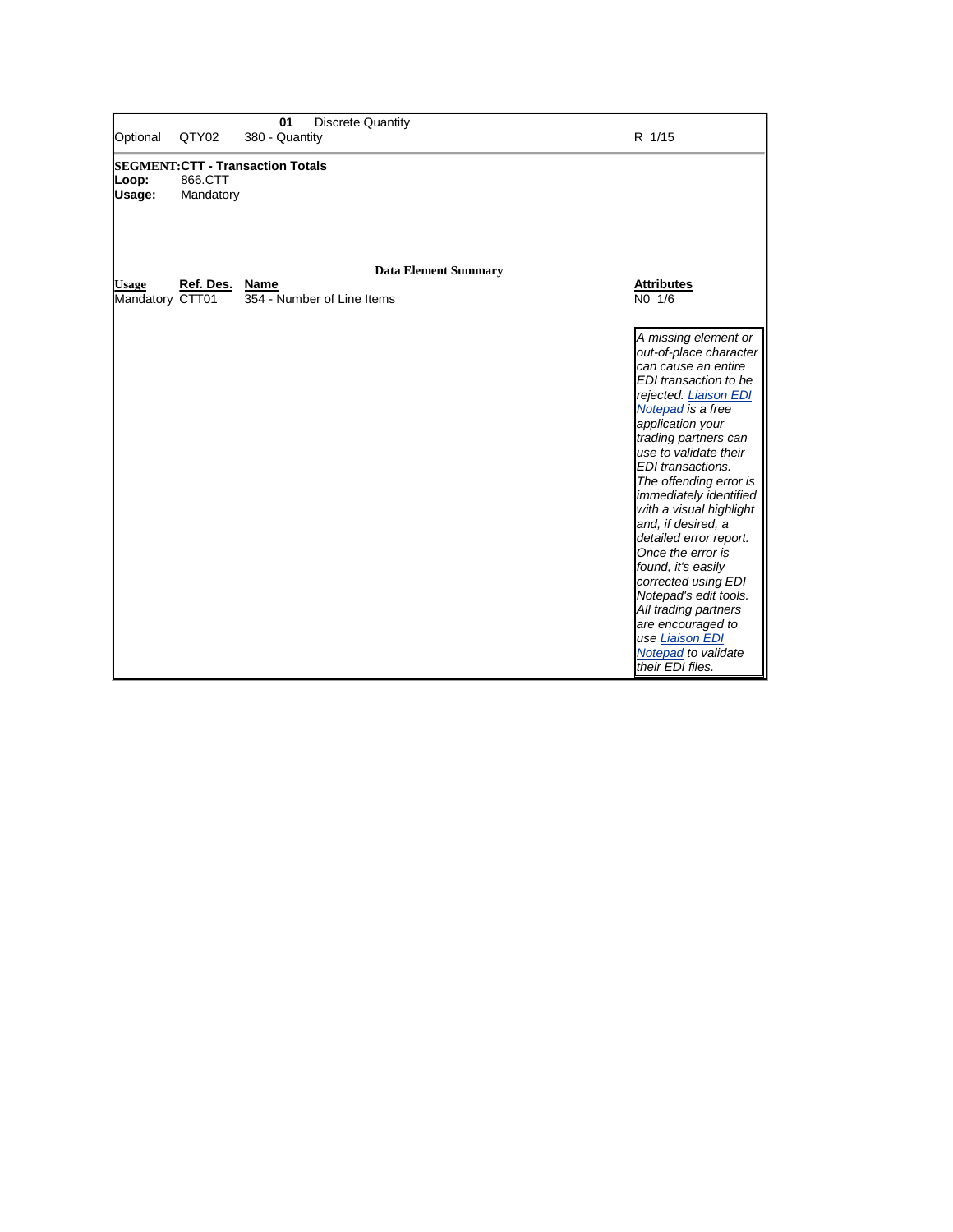| | | | |
|---|---|---|---|
| | | **01** Discrete Quantity | |
| Optional | QTY02 | 380 - Quantity | R 1/15 |

**SEGMENT:CTT - Transaction Totals**

**Loop:** 866.CTT

**Usage:** Mandatory

**Data Element Summary**

| Usage | Ref. Des. | Name | Attributes |
|---|---|---|---|
| Mandatory | CTT01 | 354 - Number of Line Items | N0 1/6 |

*A missing element or out-of-place character can cause an entire EDI transaction to be rejected. Liaison EDI Notepad is a free application your trading partners can use to validate their EDI transactions. The offending error is immediately identified with a visual highlight and, if desired, a detailed error report. Once the error is found, it's easily corrected using EDI Notepad's edit tools. All trading partners are encouraged to use Liaison EDI Notepad to validate their EDI files.*